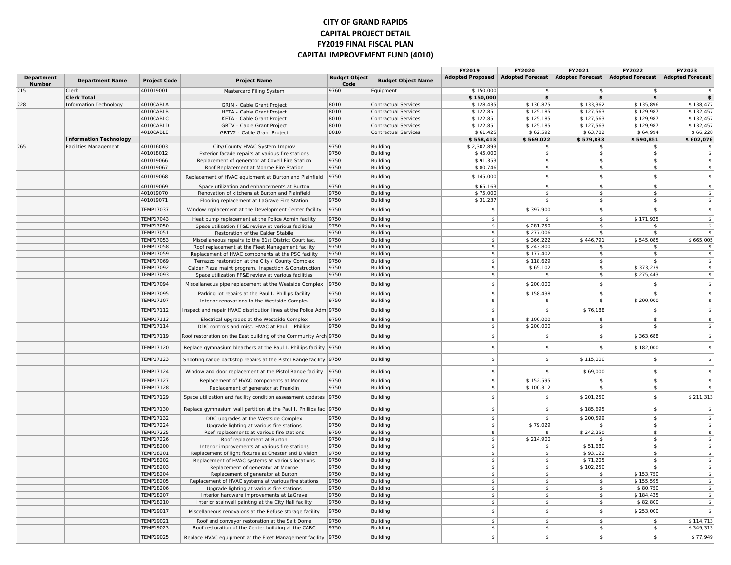# CITY OF GRAND RAPIDS
## CAPITAL PROJECT DETAIL
## FY2019 FINAL FISCAL PLAN
## CAPITAL IMPROVEMENT FUND (4010)

| Department Number | Department Name | Project Code | Project Name | Budget Object Code | Budget Object Name | FY2019 Adopted Proposed | FY2020 Adopted Forecast | FY2021 Adopted Forecast | FY2022 Adopted Forecast | FY2023 Adopted Forecast |
|---|---|---|---|---|---|---|---|---|---|---|
| 215 | Clerk | 401019001 | Mastercard Filing System | 9760 | Equipment | $ 150,000 | $ | $ | $ | $ |
| | **Clerk Total** | | | | | **$ 150,000** | **$** | **$** | **$** | **$** |
| 228 | Information Technology | 4010CABLA | GRIN - Cable Grant Project | 8010 | Contractual Services | $ 128,435 | $ 130,875 | $ 133,362 | $ 135,896 | $ 138,477 |
| | | 4010CABLB | HETA - Cable Grant Project | 8010 | Contractual Services | $ 122,851 | $ 125,185 | $ 127,563 | $ 129,987 | $ 132,457 |
| | | 4010CABLC | KETA - Cable Grant Project | 8010 | Contractual Services | $ 122,851 | $ 125,185 | $ 127,563 | $ 129,987 | $ 132,457 |
| | | 4010CABLD | GRTV - Cable Grant Project | 8010 | Contractual Services | $ 122,851 | $ 125,185 | $ 127,563 | $ 129,987 | $ 132,457 |
| | | 4010CABLE | GRTV2 - Cable Grant Project | 8010 | Contractual Services | $ 61,425 | $ 62,592 | $ 63,782 | $ 64,994 | $ 66,228 |
| | **Information Technology** | | | | | **$ 558,413** | **$ 569,022** | **$ 579,833** | **$ 590,851** | **$ 602,076** |
| 265 | Facilities Management | 401016003 | City/County HVAC System Improv | 9750 | Building | $ 2,302,893 | $ | $ | $ | $ |
| | | 401018012 | Exterior facade repairs at various fire stations | 9750 | Building | $ 45,000 | $ | $ | $ | $ |
| | | 401019066 | Replacement of generator at Covell Fire Station | 9750 | Building | $ 91,353 | $ | $ | $ | $ |
| | | 401019067 | Roof Replacement at Monroe Fire Station | 9750 | Building | $ 80,746 | $ | $ | $ | $ |
| | | 401019068 | Replacement of HVAC equipment at Burton and Plainfield | 9750 | Building | $ 145,000 | $ | $ | $ | $ |
| | | 401019069 | Space utilization and enhancements at Burton | 9750 | Building | $ 65,163 | $ | $ | $ | $ |
| | | 401019070 | Renovation of kitchens at Burton and Plainfield | 9750 | Building | $ 75,000 | $ | $ | $ | $ |
| | | 401019071 | Flooring replacement at LaGrave Fire Station | 9750 | Building | $ 31,237 | $ | $ | $ | $ |
| | | TEMP17037 | Window replacement at the Development Center facility | 9750 | Building | $ | $ 397,900 | $ | $ | $ |
| | | TEMP17043 | Heat pump replacement at the Police Admin facility | 9750 | Building | $ | $ | $ | $ 171,925 | $ |
| | | TEMP17050 | Space utilization FF&E review at various facilities | 9750 | Building | $ | $ 281,750 | $ | $ | $ |
| | | TEMP17051 | Restoration of the Calder Stabile | 9750 | Building | $ | $ 277,006 | $ | $ | $ |
| | | TEMP17053 | Miscellaneous repairs to the 61st District Court fac. | 9750 | Building | $ | $ 366,222 | $ 446,791 | $ 545,085 | $ 665,005 |
| | | TEMP17058 | Roof replacement at the Fleet Management facility | 9750 | Building | $ | $ 243,800 | $ | $ | $ |
| | | TEMP17059 | Replacement of HVAC components at the PSC facility | 9750 | Building | $ | $ 177,402 | $ | $ | $ |
| | | TEMP17069 | Terrazzo restoration at the City / County Complex | 9750 | Building | $ | $ 118,629 | $ | $ | $ |
| | | TEMP17092 | Calder Plaza maint program. Inspection & Construction | 9750 | Building | $ | $ 65,102 | $ | $ 373,239 | $ |
| | | TEMP17093 | Space utilization FF&E review at various facilities | 9750 | Building | $ | $ | $ | $ 275,443 | $ |
| | | TEMP17094 | Miscellaneous pipe replacement at the Westside Complex | 9750 | Building | $ | $ 200,000 | $ | $ | $ |
| | | TEMP17095 | Parking lot repairs at the Paul I. Phillips facility | 9750 | Building | $ | $ 158,438 | $ | $ | $ |
| | | TEMP17107 | Interior renovations to the Westside Complex | 9750 | Building | $ | $ | $ | $ 200,000 | $ |
| | | TEMP17112 | Inspect and repair HVAC distribution lines at the Police Adm | 9750 | Building | $ | $ | $ 76,188 | $ | $ |
| | | TEMP17113 | Electrical upgrades at the Westside Complex | 9750 | Building | $ | $ 100,000 | $ | $ | $ |
| | | TEMP17114 | DDC controls and misc. HVAC at Paul I. Phillips | 9750 | Building | $ | $ 200,000 | $ | $ | $ |
| | | TEMP17119 | Roof restoration on the East building of the Community Arch | 9750 | Building | $ | $ | $ | $ 363,688 | $ |
| | | TEMP17120 | Replace gymnasium bleachers at the Paul I. Phillips facility | 9750 | Building | $ | $ | $ | $ 182,000 | $ |
| | | TEMP17123 | Shooting range backstop repairs at the Pistol Range facility | 9750 | Building | $ | $ | $ 115,000 | $ | $ |
| | | TEMP17124 | Window and door replacement at the Pistol Range facility | 9750 | Building | $ | $ | $ 69,000 | $ | $ |
| | | TEMP17127 | Replacement of HVAC components at Monroe | 9750 | Building | $ | $ 152,595 | $ | $ | $ |
| | | TEMP17128 | Replacement of generator at Franklin | 9750 | Building | $ | $ 100,312 | $ | $ | $ |
| | | TEMP17129 | Space utilization and facility condition assessment updates | 9750 | Building | $ | $ | $ 201,250 | $ | $ 211,313 |
| | | TEMP17130 | Replace gymnasium wall partition at the Paul I. Phillips fac | 9750 | Building | $ | $ | $ 185,695 | $ | $ |
| | | TEMP17132 | DDC upgrades at the Westside Complex | 9750 | Building | $ | $ | $ 200,599 | $ | $ |
| | | TEMP17224 | Upgrade lighting at various fire stations | 9750 | Building | $ | $ 79,029 | $ | $ | $ |
| | | TEMP17225 | Roof replacements at various fire stations | 9750 | Building | $ | $ | $ 242,250 | $ | $ |
| | | TEMP17226 | Roof replacement at Burton | 9750 | Building | $ | $ 214,900 | $ | $ | $ |
| | | TEMP18200 | Interior improvements at various fire stations | 9750 | Building | $ | $ | $ 51,680 | $ | $ |
| | | TEMP18201 | Replacement of light fixtures at Chester and Division | 9750 | Building | $ | $ | $ 93,122 | $ | $ |
| | | TEMP18202 | Replacement of HVAC systems at various locations | 9750 | Building | $ | $ | $ 71,205 | $ | $ |
| | | TEMP18203 | Replacement of generator at Monroe | 9750 | Building | $ | $ | $ 102,250 | $ | $ |
| | | TEMP18204 | Replacement of generator at Burton | 9750 | Building | $ | $ | $ | $ 153,750 | $ |
| | | TEMP18205 | Replacement of HVAC systems at various fire stations | 9750 | Building | $ | $ | $ | $ 155,595 | $ |
| | | TEMP18206 | Upgrade lighting at various fire stations | 9750 | Building | $ | $ | $ | $ 80,750 | $ |
| | | TEMP18207 | Interior hardware improvements at LaGrave | 9750 | Building | $ | $ | $ | $ 184,425 | $ |
| | | TEMP18210 | Interior stairwell painting at the City Hall facility | 9750 | Building | $ | $ | $ | $ 82,800 | $ |
| | | TEMP19017 | Miscellaneous renovaions at the Refuse storage facility | 9750 | Building | $ | $ | $ | $ 253,000 | $ |
| | | TEMP19021 | Roof and conveyor restoration at the Salt Dome | 9750 | Building | $ | $ | $ | $ | $ 114,713 |
| | | TEMP19023 | Roof restoration of the Center building at the CARC | 9750 | Building | $ | $ | $ | $ | $ 349,313 |
| | | TEMP19025 | Replace HVAC equipment at the Fleet Management facility | 9750 | Building | $ | $ | $ | $ | $ 77,949 |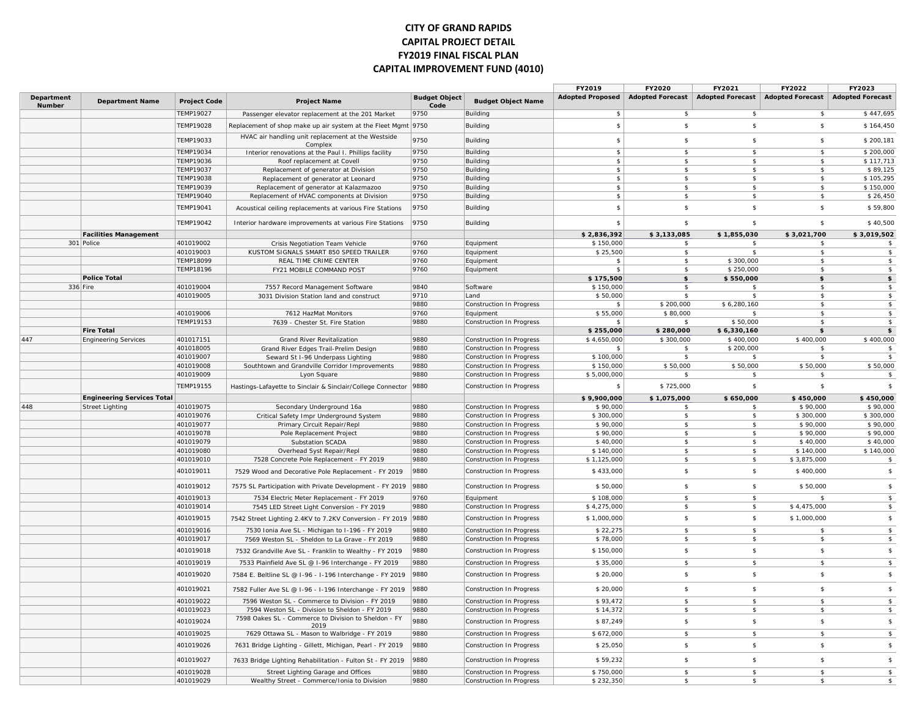# CITY OF GRAND RAPIDS
## CAPITAL PROJECT DETAIL
## FY2019 FINAL FISCAL PLAN
## CAPITAL IMPROVEMENT FUND (4010)

| Department Number | Department Name | Project Code | Project Name | Budget Object Code | Budget Object Name | FY2019 Adopted Proposed | FY2020 Adopted Forecast | FY2021 Adopted Forecast | FY2022 Adopted Forecast | FY2023 Adopted Forecast |
|---|---|---|---|---|---|---|---|---|---|---|
| | | TEMP19027 | Passenger elevator replacement at the 201 Market | 9750 | Building | $ | $ | $ | $ | $ 447,695 |
| | | TEMP19028 | Replacement of shop make up air system at the Fleet Mgmt | 9750 | Building | $ | $ | $ | $ | $ 164,450 |
| | | TEMP19033 | HVAC air handling unit replacement at the Westside Complex | 9750 | Building | $ | $ | $ | $ | $ 200,181 |
| | | TEMP19034 | Interior renovations at the Paul I. Phillips facility | 9750 | Building | $ | $ | $ | $ | $ 200,000 |
| | | TEMP19036 | Roof replacement at Covell | 9750 | Building | $ | $ | $ | $ | $ 117,713 |
| | | TEMP19037 | Replacement of generator at Division | 9750 | Building | $ | $ | $ | $ | $ 89,125 |
| | | TEMP19038 | Replacement of generator at Leonard | 9750 | Building | $ | $ | $ | $ | $ 105,295 |
| | | TEMP19039 | Replacement of generator at Kalazmazoo | 9750 | Building | $ | $ | $ | $ | $ 150,000 |
| | | TEMP19040 | Replacement of HVAC components at Division | 9750 | Building | $ | $ | $ | $ | $ 26,450 |
| | | TEMP19041 | Acoustical ceiling replacements at various Fire Stations | 9750 | Building | $ | $ | $ | $ | $ 59,800 |
| | | TEMP19042 | Interior hardware improvements at various Fire Stations | 9750 | Building | $ | $ | $ | $ | $ 40,500 |
| | **Facilities Management** | | | | | **$ 2,836,392** | **$ 3,133,085** | **$ 1,855,030** | **$ 3,021,700** | **$ 3,019,502** |
| 301 | Police | 401019002 | Crisis Negotiation Team Vehicle | 9760 | Equipment | $ 150,000 | $ | $ | $ | $ |
| | | 401019003 | KUSTOM SIGNALS SMART 850 SPEED TRAILER | 9760 | Equipment | $ 25,500 | $ | $ | $ | $ |
| | | TEMP18099 | REAL TIME CRIME CENTER | 9760 | Equipment | $ | $ | $ 300,000 | $ | $ |
| | | TEMP18196 | FY21 MOBILE COMMAND POST | 9760 | Equipment | $ | $ | $ 250,000 | $ | $ |
| | **Police Total** | | | | | **$ 175,500** | **$** | **$ 550,000** | **$** | **$** |
| 336 | Fire | 401019004 | 7557 Record Management Software | 9840 | Software | $ 150,000 | $ | $ | $ | $ |
| | | 401019005 | 3031 Division Station land and construct | 9710 | Land | $ 50,000 | $ | $ | $ | $ |
| | | | | 9880 | Construction In Progress | $ | $ 200,000 | $ 6,280,160 | $ | $ |
| | | 401019006 | 7612 HazMat Monitors | 9760 | Equipment | $ 55,000 | $ 80,000 | $ | $ | $ |
| | | TEMP19153 | 7639 - Chester St. Fire Station | 9880 | Construction In Progress | $ | $ | $ 50,000 | $ | $ |
| | **Fire Total** | | | | | **$ 255,000** | **$ 280,000** | **$ 6,330,160** | **$** | **$** |
| 447 | Engineering Services | 401017151 | Grand River Revitalization | 9880 | Construction In Progress | $ 4,650,000 | $ 300,000 | $ 400,000 | $ 400,000 | $ 400,000 |
| | | 401018005 | Grand River Edges Trail-Prelim Design | 9880 | Construction In Progress | $ | $ | $ 200,000 | $ | $ |
| | | 401019007 | Seward St I-96 Underpass Lighting | 9880 | Construction In Progress | $ 100,000 | $ | $ | $ | $ |
| | | 401019008 | Southtown and Grandville Corridor Improvements | 9880 | Construction In Progress | $ 150,000 | $ 50,000 | $ 50,000 | $ 50,000 | $ 50,000 |
| | | 401019009 | Lyon Square | 9880 | Construction In Progress | $ 5,000,000 | $ | $ | $ | $ |
| | | TEMP19155 | Hastings-Lafayette to Sinclair & Sinclair/College Connector | 9880 | Construction In Progress | $ | $ 725,000 | $ | $ | $ |
| | **Engineering Services Total** | | | | | **$ 9,900,000** | **$ 1,075,000** | **$ 650,000** | **$ 450,000** | **$ 450,000** |
| 448 | Street Lighting | 401019075 | Secondary Underground 16a | 9880 | Construction In Progress | $ 90,000 | $ | $ | $ 90,000 | $ 90,000 |
| | | 401019076 | Critical Safety Impr Underground System | 9880 | Construction In Progress | $ 300,000 | $ | $ | $ 300,000 | $ 300,000 |
| | | 401019077 | Primary Circuit Repair/Repl | 9880 | Construction In Progress | $ 90,000 | $ | $ | $ 90,000 | $ 90,000 |
| | | 401019078 | Pole Replacement Project | 9880 | Construction In Progress | $ 90,000 | $ | $ | $ 90,000 | $ 90,000 |
| | | 401019079 | Substation SCADA | 9880 | Construction In Progress | $ 40,000 | $ | $ | $ 40,000 | $ 40,000 |
| | | 401019080 | Overhead Syst Repair/Repl | 9880 | Construction In Progress | $ 140,000 | $ | $ | $ 140,000 | $ 140,000 |
| | | 401019010 | 7528 Concrete Pole Replacement - FY 2019 | 9880 | Construction In Progress | $ 1,125,000 | $ | $ | $ 3,875,000 | $ |
| | | 401019011 | 7529 Wood and Decorative Pole Replacement - FY 2019 | 9880 | Construction In Progress | $ 433,000 | $ | $ | $ 400,000 | $ |
| | | 401019012 | 7575 SL Participation with Private Development - FY 2019 | 9880 | Construction In Progress | $ 50,000 | $ | $ | $ 50,000 | $ |
| | | 401019013 | 7534 Electric Meter Replacement - FY 2019 | 9760 | Equipment | $ 108,000 | $ | $ | $ | $ |
| | | 401019014 | 7545 LED Street Light Conversion - FY 2019 | 9880 | Construction In Progress | $ 4,275,000 | $ | $ | $ 4,475,000 | $ |
| | | 401019015 | 7542 Street Lighting 2.4KV to 7.2KV Conversion - FY 2019 | 9880 | Construction In Progress | $ 1,000,000 | $ | $ | $ 1,000,000 | $ |
| | | 401019016 | 7530 Ionia Ave SL - Michigan to I-196 - FY 2019 | 9880 | Construction In Progress | $ 22,275 | $ | $ | $ | $ |
| | | 401019017 | 7569 Weston SL - Sheldon to La Grave - FY 2019 | 9880 | Construction In Progress | $ 78,000 | $ | $ | $ | $ |
| | | 401019018 | 7532 Grandville Ave SL - Franklin to Wealthy - FY 2019 | 9880 | Construction In Progress | $ 150,000 | $ | $ | $ | $ |
| | | 401019019 | 7533 Plainfield Ave SL @ I-96 Interchange - FY 2019 | 9880 | Construction In Progress | $ 35,000 | $ | $ | $ | $ |
| | | 401019020 | 7584 E. Beltline SL @ I-96 - I-196 Interchange - FY 2019 | 9880 | Construction In Progress | $ 20,000 | $ | $ | $ | $ |
| | | 401019021 | 7582 Fuller Ave SL @ I-96 - I-196 Interchange - FY 2019 | 9880 | Construction In Progress | $ 20,000 | $ | $ | $ | $ |
| | | 401019022 | 7596 Weston SL - Commerce to Division - FY 2019 | 9880 | Construction In Progress | $ 93,472 | $ | $ | $ | $ |
| | | 401019023 | 7594 Weston SL - Division to Sheldon - FY 2019 | 9880 | Construction In Progress | $ 14,372 | $ | $ | $ | $ |
| | | 401019024 | 7598 Oakes SL - Commerce to Division to Sheldon - FY 2019 | 9880 | Construction In Progress | $ 87,249 | $ | $ | $ | $ |
| | | 401019025 | 7629 Ottawa SL - Mason to Walbridge - FY 2019 | 9880 | Construction In Progress | $ 672,000 | $ | $ | $ | $ |
| | | 401019026 | 7631 Bridge Lighting - Gillett, Michigan, Pearl - FY 2019 | 9880 | Construction In Progress | $ 25,050 | $ | $ | $ | $ |
| | | 401019027 | 7633 Bridge Lighting Rehabilitation - Fulton St - FY 2019 | 9880 | Construction In Progress | $ 59,232 | $ | $ | $ | $ |
| | | 401019028 | Street Lighting Garage and Offices | 9880 | Construction In Progress | $ 750,000 | $ | $ | $ | $ |
| | | 401019029 | Wealthy Street - Commerce/Ionia to Division | 9880 | Construction In Progress | $ 232,350 | $ | $ | $ | $ |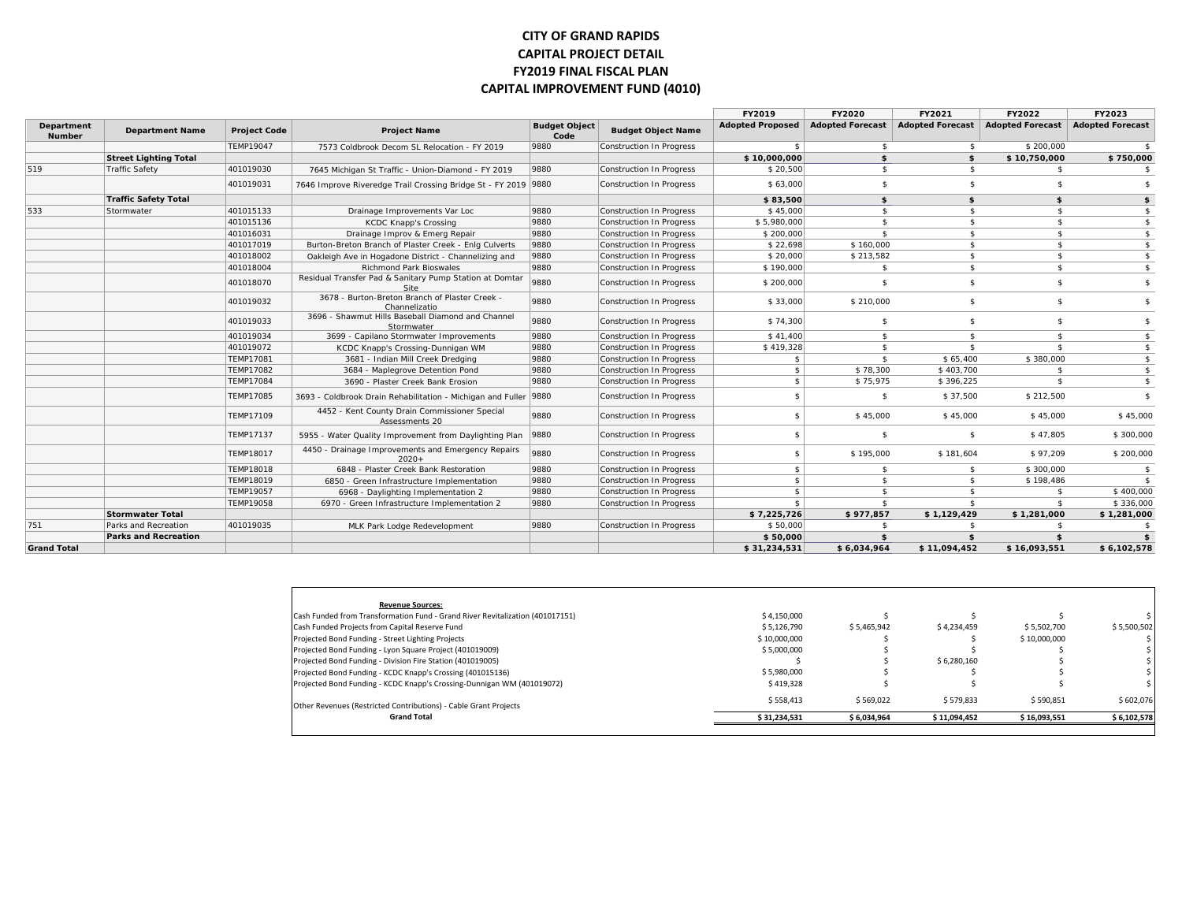# CITY OF GRAND RAPIDS
## CAPITAL PROJECT DETAIL
## FY2019 FINAL FISCAL PLAN
## CAPITAL IMPROVEMENT FUND (4010)

| Department Number | Department Name | Project Code | Project Name | Budget Object Code | Budget Object Name | FY2019 Adopted Proposed | FY2020 Adopted Forecast | FY2021 Adopted Forecast | FY2022 Adopted Forecast | FY2023 Adopted Forecast |
|---|---|---|---|---|---|---|---|---|---|---|
| | | TEMP19047 | 7573 Coldbrook Decom SL Relocation - FY 2019 | 9880 | Construction In Progress | $ | $ | $ | $ 200,000 | $ |
| | **Street Lighting Total** | | | | | **$ 10,000,000** | **$** | **$** | **$ 10,750,000** | **$ 750,000** |
| 519 | Traffic Safety | 401019030 | 7645 Michigan St Traffic - Union-Diamond - FY 2019 | 9880 | Construction In Progress | $ 20,500 | $ | $ | $ | $ |
| | | 401019031 | 7646 Improve Riveredge Trail Crossing Bridge St - FY 2019 | 9880 | Construction In Progress | $ 63,000 | $ | $ | $ | $ |
| | **Traffic Safety Total** | | | | | **$ 83,500** | **$** | **$** | **$** | **$** |
| 533 | Stormwater | 401015133 | Drainage Improvements Var Loc | 9880 | Construction In Progress | $ 45,000 | $ | $ | $ | $ |
| | | 401015136 | KCDC Knapp's Crossing | 9880 | Construction In Progress | $ 5,980,000 | $ | $ | $ | $ |
| | | 401016031 | Drainage Improv & Emerg Repair | 9880 | Construction In Progress | $ 200,000 | $ | $ | $ | $ |
| | | 401017019 | Burton-Breton Branch of Plaster Creek - Enlg Culverts | 9880 | Construction In Progress | $ 22,698 | $ 160,000 | $ | $ | $ |
| | | 401018002 | Oakleigh Ave in Hogadone District - Channelizing and | 9880 | Construction In Progress | $ 20,000 | $ 213,582 | $ | $ | $ |
| | | 401018004 | Richmond Park Bioswales | 9880 | Construction In Progress | $ 190,000 | $ | $ | $ | $ |
| | | 401018070 | Residual Transfer Pad & Sanitary Pump Station at Domtar Site | 9880 | Construction In Progress | $ 200,000 | $ | $ | $ | $ |
| | | 401019032 | 3678 - Burton-Breton Branch of Plaster Creek - Channelizatio | 9880 | Construction In Progress | $ 33,000 | $ 210,000 | $ | $ | $ |
| | | 401019033 | 3696 - Shawmut Hills Baseball Diamond and Channel Stormwater | 9880 | Construction In Progress | $ 74,300 | $ | $ | $ | $ |
| | | 401019034 | 3699 - Capilano Stormwater Improvements | 9880 | Construction In Progress | $ 41,400 | $ | $ | $ | $ |
| | | 401019072 | KCDC Knapp's Crossing-Dunnigan WM | 9880 | Construction In Progress | $ 419,328 | $ | $ | $ | $ |
| | | TEMP17081 | 3681 - Indian Mill Creek Dredging | 9880 | Construction In Progress | $ | $ | $ 65,400 | $ 380,000 | $ |
| | | TEMP17082 | 3684 - Maplegrove Detention Pond | 9880 | Construction In Progress | $ | $ 78,300 | $ 403,700 | $ | $ |
| | | TEMP17084 | 3690 - Plaster Creek Bank Erosion | 9880 | Construction In Progress | $ | $ 75,975 | $ 396,225 | $ | $ |
| | | TEMP17085 | 3693 - Coldbrook Drain Rehabilitation - Michigan and Fuller | 9880 | Construction In Progress | $ | $ | $ 37,500 | $ 212,500 | $ |
| | | TEMP17109 | 4452 - Kent County Drain Commissioner Special Assessments 20 | 9880 | Construction In Progress | $ | $ 45,000 | $ 45,000 | $ 45,000 | $ 45,000 |
| | | TEMP17137 | 5955 - Water Quality Improvement from Daylighting Plan | 9880 | Construction In Progress | $ | $ | $ | $ 47,805 | $ 300,000 |
| | | TEMP18017 | 4450 - Drainage Improvements and Emergency Repairs 2020+ | 9880 | Construction In Progress | $ | $ 195,000 | $ 181,604 | $ 97,209 | $ 200,000 |
| | | TEMP18018 | 6848 - Plaster Creek Bank Restoration | 9880 | Construction In Progress | $ | $ | $ | $ 300,000 | $ |
| | | TEMP18019 | 6850 - Green Infrastructure Implementation | 9880 | Construction In Progress | $ | $ | $ | $ 198,486 | $ |
| | | TEMP19057 | 6968 - Daylighting Implementation 2 | 9880 | Construction In Progress | $ | $ | $ | $ | $ 400,000 |
| | | TEMP19058 | 6970 - Green Infrastructure Implementation 2 | 9880 | Construction In Progress | $ | $ | $ | $ | $ 336,000 |
| | **Stormwater Total** | | | | | **$ 7,225,726** | **$ 977,857** | **$ 1,129,429** | **$ 1,281,000** | **$ 1,281,000** |
| 751 | Parks and Recreation | 401019035 | MLK Park Lodge Redevelopment | 9880 | Construction In Progress | $ 50,000 | $ | $ | $ | $ |
| | **Parks and Recreation** | | | | | **$ 50,000** | **$** | **$** | **$** | **$** |
| **Grand Total** | | | | | | **$ 31,234,531** | **$ 6,034,964** | **$ 11,094,452** | **$ 16,093,551** | **$ 6,102,578** |

| Revenue Sources: | FY2019 | FY2020 | FY2021 | FY2022 | FY2023 |
|---|---|---|---|---|---|
| Cash Funded from Transformation Fund - Grand River Revitalization (401017151) | $ 4,150,000 | $ | $ | $ | $ |
| Cash Funded Projects from Capital Reserve Fund | $ 5,126,790 | $ 5,465,942 | $ 4,234,459 | $ 5,502,700 | $ 5,500,502 |
| Projected Bond Funding - Street Lighting Projects | $ 10,000,000 | $ | $ | $ 10,000,000 | $ |
| Projected Bond Funding - Lyon Square Project (401019009) | $ 5,000,000 | $ | $ | $ | $ |
| Projected Bond Funding - Division Fire Station (401019005) | $ | $ | $ 6,280,160 | $ | $ |
| Projected Bond Funding - KCDC Knapp's Crossing (401015136) | $ 5,980,000 | $ | $ | $ | $ |
| Projected Bond Funding - KCDC Knapp's Crossing-Dunnigan WM (401019072) | $ 419,328 | $ | $ | $ | $ |
| Other Revenues (Restricted Contributions) - Cable Grant Projects | $ 558,413 | $ 569,022 | $ 579,833 | $ 590,851 | $ 602,076 |
| **Grand Total** | **$ 31,234,531** | **$ 6,034,964** | **$ 11,094,452** | **$ 16,093,551** | **$ 6,102,578** |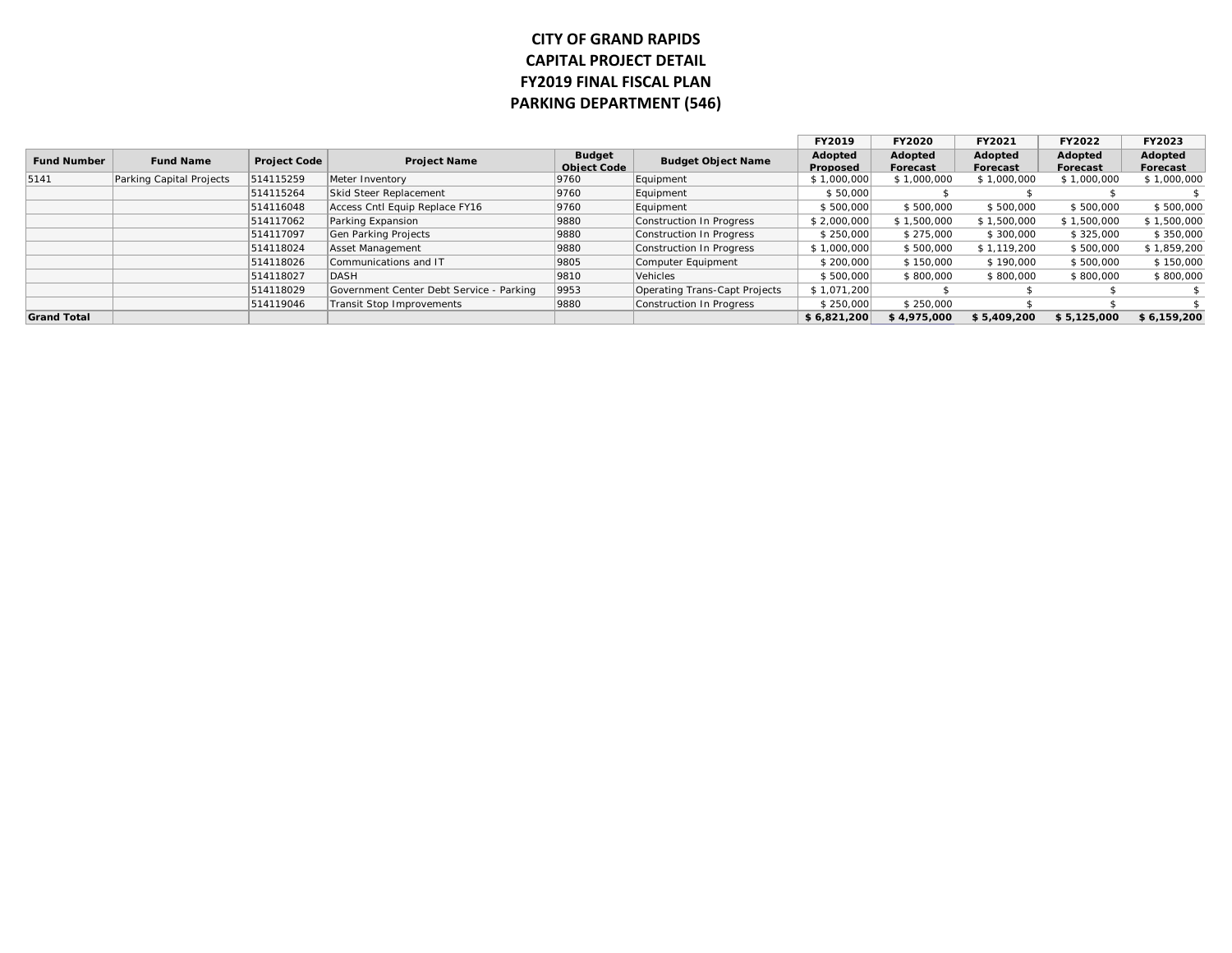# CITY OF GRAND RAPIDS
## CAPITAL PROJECT DETAIL
## FY2019 FINAL FISCAL PLAN
## PARKING DEPARTMENT (546)

| Fund Number | Fund Name | Project Code | Project Name | Budget Object Code | Budget Object Name | FY2019 Adopted Proposed | FY2020 Adopted Forecast | FY2021 Adopted Forecast | FY2022 Adopted Forecast | FY2023 Adopted Forecast |
|---|---|---|---|---|---|---|---|---|---|---|
| 5141 | Parking Capital Projects | 514115259 | Meter Inventory | 9760 | Equipment | $ 1,000,000 | $ 1,000,000 | $ 1,000,000 | $ 1,000,000 | $ 1,000,000 |
| | | 514115264 | Skid Steer Replacement | 9760 | Equipment | $ 50,000 | $ | $ | $ | $ |
| | | 514116048 | Access Cntl Equip Replace FY16 | 9760 | Equipment | $ 500,000 | $ 500,000 | $ 500,000 | $ 500,000 | $ 500,000 |
| | | 514117062 | Parking Expansion | 9880 | Construction In Progress | $ 2,000,000 | $ 1,500,000 | $ 1,500,000 | $ 1,500,000 | $ 1,500,000 |
| | | 514117097 | Gen Parking Projects | 9880 | Construction In Progress | $ 250,000 | $ 275,000 | $ 300,000 | $ 325,000 | $ 350,000 |
| | | 514118024 | Asset Management | 9880 | Construction In Progress | $ 1,000,000 | $ 500,000 | $ 1,119,200 | $ 500,000 | $ 1,859,200 |
| | | 514118026 | Communications and IT | 9805 | Computer Equipment | $ 200,000 | $ 150,000 | $ 190,000 | $ 500,000 | $ 150,000 |
| | | 514118027 | DASH | 9810 | Vehicles | $ 500,000 | $ 800,000 | $ 800,000 | $ 800,000 | $ 800,000 |
| | | 514118029 | Government Center Debt Service - Parking | 9953 | Operating Trans-Capt Projects | $ 1,071,200 | $ | $ | $ | $ |
| | | 514119046 | Transit Stop Improvements | 9880 | Construction In Progress | $ 250,000 | $ 250,000 | $ | $ | $ |
| **Grand Total** | | | | | | **$ 6,821,200** | **$ 4,975,000** | **$ 5,409,200** | **$ 5,125,000** | **$ 6,159,200** |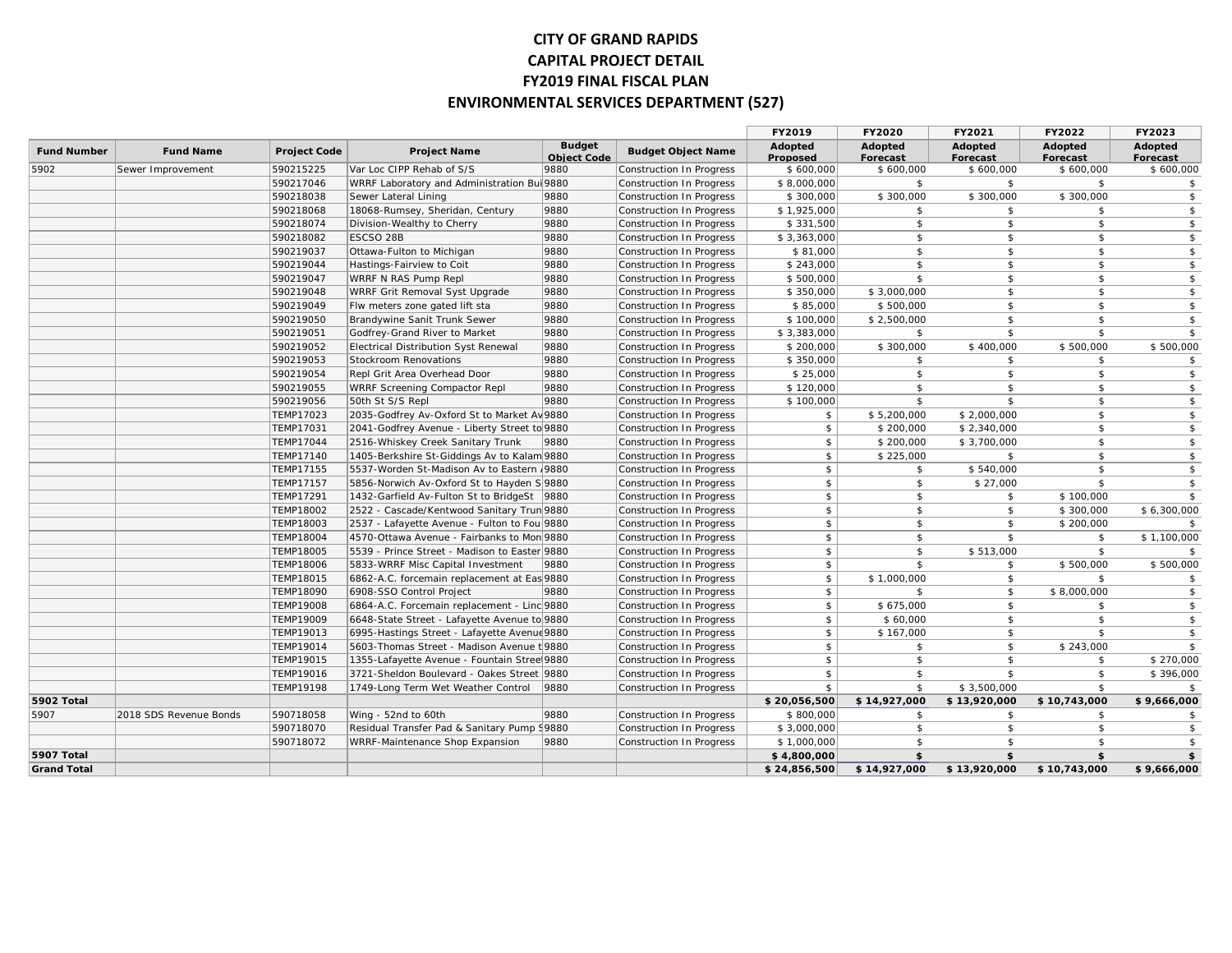# CITY OF GRAND RAPIDS
## CAPITAL PROJECT DETAIL
## FY2019 FINAL FISCAL PLAN
## ENVIRONMENTAL SERVICES DEPARTMENT (527)

| Fund Number | Fund Name | Project Code | Project Name | Budget Object Code | Budget Object Name | FY2019 Adopted Proposed | FY2020 Adopted Forecast | FY2021 Adopted Forecast | FY2022 Adopted Forecast | FY2023 Adopted Forecast |
|---|---|---|---|---|---|---|---|---|---|---|
| 5902 | Sewer Improvement | 590215225 | Var Loc CIPP Rehab of S/S | 9880 | Construction In Progress | $ 600,000 | $ 600,000 | $ 600,000 | $ 600,000 | $ 600,000 |
| | | 590217046 | WRRF Laboratory and Administration Bui | 9880 | Construction In Progress | $ 8,000,000 | $ | $ | $ | $ |
| | | 590218038 | Sewer Lateral Lining | 9880 | Construction In Progress | $ 300,000 | $ 300,000 | $ 300,000 | $ 300,000 | $ |
| | | 590218068 | 18068-Rumsey, Sheridan, Century | 9880 | Construction In Progress | $ 1,925,000 | $ | $ | $ | $ |
| | | 590218074 | Division-Wealthy to Cherry | 9880 | Construction In Progress | $ 331,500 | $ | $ | $ | $ |
| | | 590218082 | ESCSO 28B | 9880 | Construction In Progress | $ 3,363,000 | $ | $ | $ | $ |
| | | 590219037 | Ottawa-Fulton to Michigan | 9880 | Construction In Progress | $ 81,000 | $ | $ | $ | $ |
| | | 590219044 | Hastings-Fairview to Coit | 9880 | Construction In Progress | $ 243,000 | $ | $ | $ | $ |
| | | 590219047 | WRRF N RAS Pump Repl | 9880 | Construction In Progress | $ 500,000 | $ | $ | $ | $ |
| | | 590219048 | WRRF Grit Removal Syst Upgrade | 9880 | Construction In Progress | $ 350,000 | $ 3,000,000 | $ | $ | $ |
| | | 590219049 | Flw meters zone gated lift sta | 9880 | Construction In Progress | $ 85,000 | $ 500,000 | $ | $ | $ |
| | | 590219050 | Brandywine Sanit Trunk Sewer | 9880 | Construction In Progress | $ 100,000 | $ 2,500,000 | $ | $ | $ |
| | | 590219051 | Godfrey-Grand River to Market | 9880 | Construction In Progress | $ 3,383,000 | $ | $ | $ | $ |
| | | 590219052 | Electrical Distribution Syst Renewal | 9880 | Construction In Progress | $ 200,000 | $ 300,000 | $ 400,000 | $ 500,000 | $ 500,000 |
| | | 590219053 | Stockroom Renovations | 9880 | Construction In Progress | $ 350,000 | $ | $ | $ | $ |
| | | 590219054 | Repl Grit Area Overhead Door | 9880 | Construction In Progress | $ 25,000 | $ | $ | $ | $ |
| | | 590219055 | WRRF Screening Compactor Repl | 9880 | Construction In Progress | $ 120,000 | $ | $ | $ | $ |
| | | 590219056 | 50th St S/S Repl | 9880 | Construction In Progress | $ 100,000 | $ | $ | $ | $ |
| | | TEMP17023 | 2035-Godfrey Av-Oxford St to Market Av | 9880 | Construction In Progress | $ | $ 5,200,000 | $ 2,000,000 | $ | $ |
| | | TEMP17031 | 2041-Godfrey Avenue - Liberty Street to | 9880 | Construction In Progress | $ | $ 200,000 | $ 2,340,000 | $ | $ |
| | | TEMP17044 | 2516-Whiskey Creek Sanitary Trunk | 9880 | Construction In Progress | $ | $ 200,000 | $ 3,700,000 | $ | $ |
| | | TEMP17140 | 1405-Berkshire St-Giddings Av to Kalam | 9880 | Construction In Progress | $ | $ 225,000 | $ | $ | $ |
| | | TEMP17155 | 5537-Worden St-Madison Av to Eastern A | 9880 | Construction In Progress | $ | $ | $ 540,000 | $ | $ |
| | | TEMP17157 | 5856-Norwich Av-Oxford St to Hayden S | 9880 | Construction In Progress | $ | $ | $ 27,000 | $ | $ |
| | | TEMP17291 | 1432-Garfield Av-Fulton St to BridgeSt | 9880 | Construction In Progress | $ | $ | $ | $ 100,000 | $ |
| | | TEMP18002 | 2522 - Cascade/Kentwood Sanitary Trun | 9880 | Construction In Progress | $ | $ | $ | $ 300,000 | $ 6,300,000 |
| | | TEMP18003 | 2537 - Lafayette Avenue - Fulton to Fou | 9880 | Construction In Progress | $ | $ | $ | $ 200,000 | $ |
| | | TEMP18004 | 4570-Ottawa Avenue - Fairbanks to Mon | 9880 | Construction In Progress | $ | $ | $ | $ | $ 1,100,000 |
| | | TEMP18005 | 5539 - Prince Street - Madison to Easter | 9880 | Construction In Progress | $ | $ | $ 513,000 | $ | $ |
| | | TEMP18006 | 5833-WRRF Misc Capital Investment | 9880 | Construction In Progress | $ | $ | $ | $ 500,000 | $ 500,000 |
| | | TEMP18015 | 6862-A.C. forcemain replacement at Eas | 9880 | Construction In Progress | $ | $ 1,000,000 | $ | $ | $ |
| | | TEMP18090 | 6908-SSO Control Project | 9880 | Construction In Progress | $ | $ | $ | $ 8,000,000 | $ |
| | | TEMP19008 | 6864-A.C. Forcemain replacement - Linc | 9880 | Construction In Progress | $ | $ 675,000 | $ | $ | $ |
| | | TEMP19009 | 6648-State Street - Lafayette Avenue to | 9880 | Construction In Progress | $ | $ 60,000 | $ | $ | $ |
| | | TEMP19013 | 6995-Hastings Street - Lafayette Avenue | 9880 | Construction In Progress | $ | $ 167,000 | $ | $ | $ |
| | | TEMP19014 | 5603-Thomas Street - Madison Avenue t | 9880 | Construction In Progress | $ | $ | $ | $ 243,000 | $ |
| | | TEMP19015 | 1355-Lafayette Avenue - Fountain Stree | 9880 | Construction In Progress | $ | $ | $ | $ | $ 270,000 |
| | | TEMP19016 | 3721-Sheldon Boulevard - Oakes Street | 9880 | Construction In Progress | $ | $ | $ | $ | $ 396,000 |
| | | TEMP19198 | 1749-Long Term Wet Weather Control | 9880 | Construction In Progress | $ | $ | $ 3,500,000 | $ | $ |
| **5902 Total** | | | | | | **$ 20,056,500** | **$ 14,927,000** | **$ 13,920,000** | **$ 10,743,000** | **$ 9,666,000** |
| 5907 | 2018 SDS Revenue Bonds | 590718058 | Wing - 52nd to 60th | 9880 | Construction In Progress | $ 800,000 | $ | $ | $ | $ |
| | | 590718070 | Residual Transfer Pad & Sanitary Pump S | 9880 | Construction In Progress | $ 3,000,000 | $ | $ | $ | $ |
| | | 590718072 | WRRF-Maintenance Shop Expansion | 9880 | Construction In Progress | $ 1,000,000 | $ | $ | $ | $ |
| **5907 Total** | | | | | | **$ 4,800,000** | **$** | **$** | **$** | **$** |
| **Grand Total** | | | | | | **$ 24,856,500** | **$ 14,927,000** | **$ 13,920,000** | **$ 10,743,000** | **$ 9,666,000** |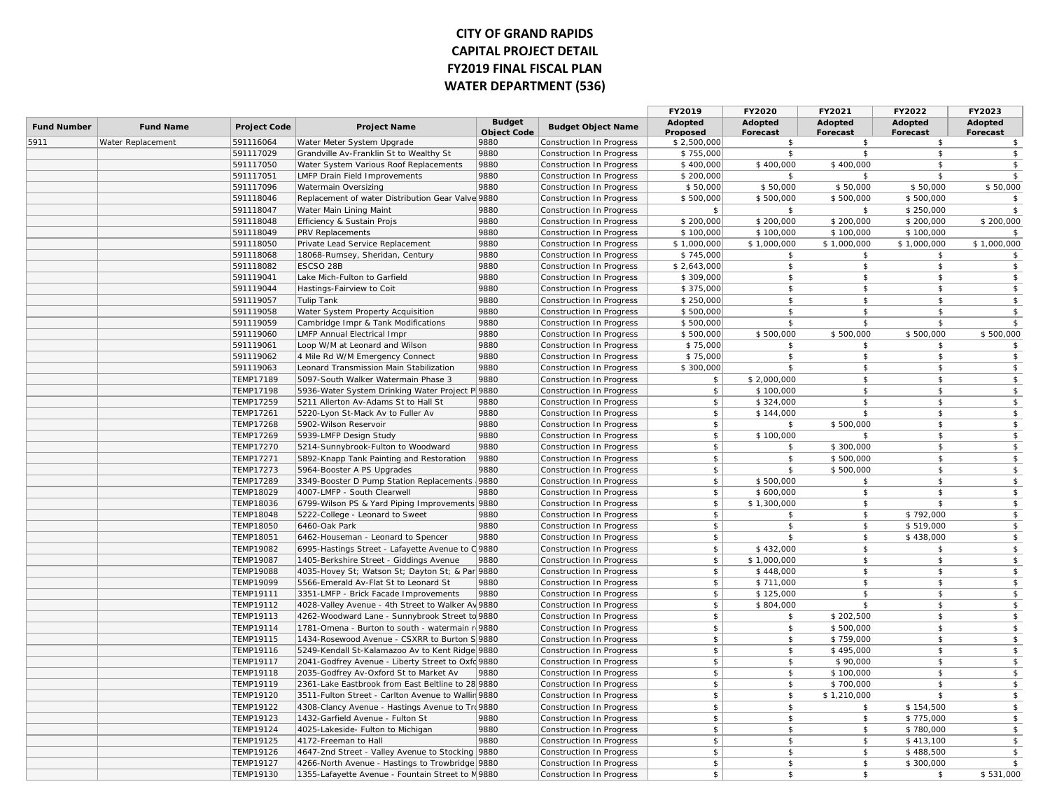# CITY OF GRAND RAPIDS
# CAPITAL PROJECT DETAIL
# FY2019 FINAL FISCAL PLAN
# WATER DEPARTMENT (536)

| Fund Number | Fund Name | Project Code | Project Name | Budget Object Code | Budget Object Name | FY2019 Adopted Proposed | FY2020 Adopted Forecast | FY2021 Adopted Forecast | FY2022 Adopted Forecast | FY2023 Adopted Forecast |
|---|---|---|---|---|---|---|---|---|---|---|
| 5911 | Water Replacement | 591116064 | Water Meter System Upgrade | 9880 | Construction In Progress | $ 2,500,000 | $ | $ | $ | $ |
| | | 591117029 | Grandville Av-Franklin St to Wealthy St | 9880 | Construction In Progress | $ 755,000 | $ | $ | $ | $ |
| | | 591117050 | Water System Various Roof Replacements | 9880 | Construction In Progress | $ 400,000 | $ 400,000 | $ 400,000 | $ | $ |
| | | 591117051 | LMFP Drain Field Improvements | 9880 | Construction In Progress | $ 200,000 | $ | $ | $ | $ |
| | | 591117096 | Watermain Oversizing | 9880 | Construction In Progress | $ 50,000 | $ 50,000 | $ 50,000 | $ 50,000 | $ 50,000 |
| | | 591118046 | Replacement of water Distribution Gear Valve | 9880 | Construction In Progress | $ 500,000 | $ 500,000 | $ 500,000 | $ 500,000 | $ |
| | | 591118047 | Water Main Lining Maint | 9880 | Construction In Progress | $ | $ | $ | $ 250,000 | $ |
| | | 591118048 | Efficiency & Sustain Projs | 9880 | Construction In Progress | $ 200,000 | $ 200,000 | $ 200,000 | $ 200,000 | $ 200,000 |
| | | 591118049 | PRV Replacements | 9880 | Construction In Progress | $ 100,000 | $ 100,000 | $ 100,000 | $ 100,000 | $ |
| | | 591118050 | Private Lead Service Replacement | 9880 | Construction In Progress | $ 1,000,000 | $ 1,000,000 | $ 1,000,000 | $ 1,000,000 | $ 1,000,000 |
| | | 591118068 | 18068-Rumsey, Sheridan, Century | 9880 | Construction In Progress | $ 745,000 | $ | $ | $ | $ |
| | | 591118082 | ESCSO 28B | 9880 | Construction In Progress | $ 2,643,000 | $ | $ | $ | $ |
| | | 591119041 | Lake Mich-Fulton to Garfield | 9880 | Construction In Progress | $ 309,000 | $ | $ | $ | $ |
| | | 591119044 | Hastings-Fairview to Coit | 9880 | Construction In Progress | $ 375,000 | $ | $ | $ | $ |
| | | 591119057 | Tulip Tank | 9880 | Construction In Progress | $ 250,000 | $ | $ | $ | $ |
| | | 591119058 | Water System Property Acquisition | 9880 | Construction In Progress | $ 500,000 | $ | $ | $ | $ |
| | | 591119059 | Cambridge Impr & Tank Modifications | 9880 | Construction In Progress | $ 500,000 | $ | $ | $ | $ |
| | | 591119060 | LMFP Annual Electrical Impr | 9880 | Construction In Progress | $ 500,000 | $ 500,000 | $ 500,000 | $ 500,000 | $ 500,000 |
| | | 591119061 | Loop W/M at Leonard and Wilson | 9880 | Construction In Progress | $ 75,000 | $ | $ | $ | $ |
| | | 591119062 | 4 Mile Rd W/M Emergency Connect | 9880 | Construction In Progress | $ 75,000 | $ | $ | $ | $ |
| | | 591119063 | Leonard Transmission Main Stabilization | 9880 | Construction In Progress | $ 300,000 | $ | $ | $ | $ |
| | | TEMP17189 | 5097-South Walker Watermain Phase 3 | 9880 | Construction In Progress | $ | $ 2,000,000 | $ | $ | $ |
| | | TEMP17198 | 5936-Water System Drinking Water Project P | 9880 | Construction In Progress | $ | $ 100,000 | $ | $ | $ |
| | | TEMP17259 | 5211 Allerton Av-Adams St to Hall St | 9880 | Construction In Progress | $ | $ 324,000 | $ | $ | $ |
| | | TEMP17261 | 5220-Lyon St-Mack Av to Fuller Av | 9880 | Construction In Progress | $ | $ 144,000 | $ | $ | $ |
| | | TEMP17268 | 5902-Wilson Reservoir | 9880 | Construction In Progress | $ | $ | $ 500,000 | $ | $ |
| | | TEMP17269 | 5939-LMFP Design Study | 9880 | Construction In Progress | $ | $ 100,000 | $ | $ | $ |
| | | TEMP17270 | 5214-Sunnybrook-Fulton to Woodward | 9880 | Construction In Progress | $ | $ | $ 300,000 | $ | $ |
| | | TEMP17271 | 5892-Knapp Tank Painting and Restoration | 9880 | Construction In Progress | $ | $ | $ 500,000 | $ | $ |
| | | TEMP17273 | 5964-Booster A PS Upgrades | 9880 | Construction In Progress | $ | $ | $ 500,000 | $ | $ |
| | | TEMP17289 | 3349-Booster D Pump Station Replacements | 9880 | Construction In Progress | $ | $ 500,000 | $ | $ | $ |
| | | TEMP18029 | 4007-LMFP - South Clearwell | 9880 | Construction In Progress | $ | $ 600,000 | $ | $ | $ |
| | | TEMP18036 | 6799-Wilson PS & Yard Piping Improvements | 9880 | Construction In Progress | $ | $ 1,300,000 | $ | $ | $ |
| | | TEMP18048 | 5222-College - Leonard to Sweet | 9880 | Construction In Progress | $ | $ | $ | $ 792,000 | $ |
| | | TEMP18050 | 6460-Oak Park | 9880 | Construction In Progress | $ | $ | $ | $ 519,000 | $ |
| | | TEMP18051 | 6462-Houseman - Leonard to Spencer | 9880 | Construction In Progress | $ | $ | $ | $ 438,000 | $ |
| | | TEMP19082 | 6995-Hastings Street - Lafayette Avenue to C | 9880 | Construction In Progress | $ | $ 432,000 | $ | $ | $ |
| | | TEMP19087 | 1405-Berkshire Street - Giddings Avenue | 9880 | Construction In Progress | $ | $ 1,000,000 | $ | $ | $ |
| | | TEMP19088 | 4035-Hovey St; Watson St; Dayton St; & Par | 9880 | Construction In Progress | $ | $ 448,000 | $ | $ | $ |
| | | TEMP19099 | 5566-Emerald Av-Flat St to Leonard St | 9880 | Construction In Progress | $ | $ 711,000 | $ | $ | $ |
| | | TEMP19111 | 3351-LMFP - Brick Facade Improvements | 9880 | Construction In Progress | $ | $ 125,000 | $ | $ | $ |
| | | TEMP19112 | 4028-Valley Avenue - 4th Street to Walker Av | 9880 | Construction In Progress | $ | $ 804,000 | $ | $ | $ |
| | | TEMP19113 | 4262-Woodward Lane - Sunnybrook Street to | 9880 | Construction In Progress | $ | $ | $ 202,500 | $ | $ |
| | | TEMP19114 | 1781-Omena - Burton to south - watermain r | 9880 | Construction In Progress | $ | $ | $ 500,000 | $ | $ |
| | | TEMP19115 | 1434-Rosewood Avenue - CSXRR to Burton S | 9880 | Construction In Progress | $ | $ | $ 759,000 | $ | $ |
| | | TEMP19116 | 5249-Kendall St-Kalamazoo Av to Kent Ridge | 9880 | Construction In Progress | $ | $ | $ 495,000 | $ | $ |
| | | TEMP19117 | 2041-Godfrey Avenue - Liberty Street to Oxfo | 9880 | Construction In Progress | $ | $ | $ 90,000 | $ | $ |
| | | TEMP19118 | 2035-Godfrey Av-Oxford St to Market Av | 9880 | Construction In Progress | $ | $ | $ 100,000 | $ | $ |
| | | TEMP19119 | 2361-Lake Eastbrook from East Beltline to 28 | 9880 | Construction In Progress | $ | $ | $ 700,000 | $ | $ |
| | | TEMP19120 | 3511-Fulton Street - Carlton Avenue to Wallin | 9880 | Construction In Progress | $ | $ | $ 1,210,000 | $ | $ |
| | | TEMP19122 | 4308-Clancy Avenue - Hastings Avenue to Tro | 9880 | Construction In Progress | $ | $ | $ | $ 154,500 | $ |
| | | TEMP19123 | 1432-Garfield Avenue - Fulton St | 9880 | Construction In Progress | $ | $ | $ | $ 775,000 | $ |
| | | TEMP19124 | 4025-Lakeside- Fulton to Michigan | 9880 | Construction In Progress | $ | $ | $ | $ 780,000 | $ |
| | | TEMP19125 | 4172-Freeman to Hall | 9880 | Construction In Progress | $ | $ | $ | $ 413,100 | $ |
| | | TEMP19126 | 4647-2nd Street - Valley Avenue to Stocking | 9880 | Construction In Progress | $ | $ | $ | $ 488,500 | $ |
| | | TEMP19127 | 4266-North Avenue - Hastings to Trowbridge | 9880 | Construction In Progress | $ | $ | $ | $ 300,000 | $ |
| | | TEMP19130 | 1355-Lafayette Avenue - Fountain Street to M | 9880 | Construction In Progress | $ | $ | $ | $ | $ 531,000 |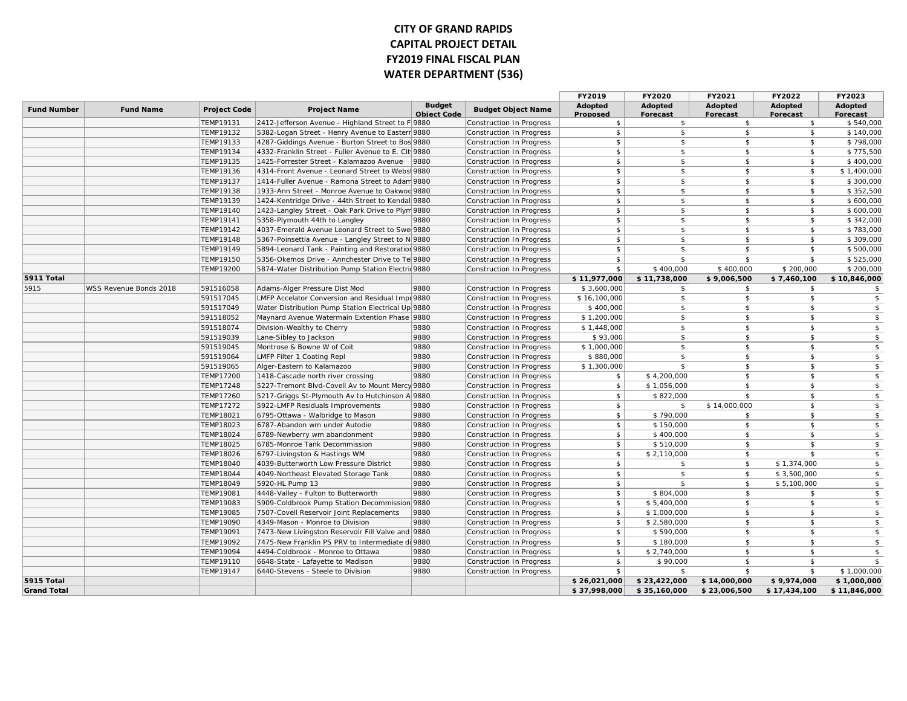# CITY OF GRAND RAPIDS
## CAPITAL PROJECT DETAIL
## FY2019 FINAL FISCAL PLAN
## WATER DEPARTMENT (536)

| Fund Number | Fund Name | Project Code | Project Name | Budget Object Code | Budget Object Name | FY2019 Adopted Proposed | FY2020 Adopted Forecast | FY2021 Adopted Forecast | FY2022 Adopted Forecast | FY2023 Adopted Forecast |
|---|---|---|---|---|---|---|---|---|---|---|
| | | TEMP19131 | 2412-Jefferson Avenue - Highland Street to F | 9880 | Construction In Progress | $ | $ | $ | $ | $ 540,000 |
| | | TEMP19132 | 5382-Logan Street - Henry Avenue to Eastern | 9880 | Construction In Progress | $ | $ | $ | $ | $ 140,000 |
| | | TEMP19133 | 4287-Giddings Avenue - Burton Street to Bos | 9880 | Construction In Progress | $ | $ | $ | $ | $ 798,000 |
| | | TEMP19134 | 4332-Franklin Street - Fuller Avenue to E. Cit | 9880 | Construction In Progress | $ | $ | $ | $ | $ 775,500 |
| | | TEMP19135 | 1425-Forrester Street - Kalamazoo Avenue | 9880 | Construction In Progress | $ | $ | $ | $ | $ 400,000 |
| | | TEMP19136 | 4314-Front Avenue - Leonard Street to Webs | 9880 | Construction In Progress | $ | $ | $ | $ | $ 1,400,000 |
| | | TEMP19137 | 1414-Fuller Avenue - Ramona Street to Adam | 9880 | Construction In Progress | $ | $ | $ | $ | $ 300,000 |
| | | TEMP19138 | 1933-Ann Street - Monroe Avenue to Oakwoo | 9880 | Construction In Progress | $ | $ | $ | $ | $ 352,500 |
| | | TEMP19139 | 1424-Kentridge Drive - 44th Street to Kendal | 9880 | Construction In Progress | $ | $ | $ | $ | $ 600,000 |
| | | TEMP19140 | 1423-Langley Street - Oak Park Drive to Plym | 9880 | Construction In Progress | $ | $ | $ | $ | $ 600,000 |
| | | TEMP19141 | 5358-Plymouth 44th to Langley | 9880 | Construction In Progress | $ | $ | $ | $ | $ 342,000 |
| | | TEMP19142 | 4037-Emerald Avenue Leonard Street to Swe | 9880 | Construction In Progress | $ | $ | $ | $ | $ 783,000 |
| | | TEMP19148 | 5367-Poinsettia Avenue - Langley Street to N | 9880 | Construction In Progress | $ | $ | $ | $ | $ 309,000 |
| | | TEMP19149 | 5894-Leonard Tank - Painting and Restoration | 9880 | Construction In Progress | $ | $ | $ | $ | $ 500,000 |
| | | TEMP19150 | 5356-Okemos Drive - Annchester Drive to Te | 9880 | Construction In Progress | $ | $ | $ | $ | $ 525,000 |
| | | TEMP19200 | 5874-Water Distribution Pump Station Electri | 9880 | Construction In Progress | $ | $ 400,000 | $ 400,000 | $ 200,000 | $ 200,000 |
| **5911 Total** | | | | | | **$ 11,977,000** | **$ 11,738,000** | **$ 9,006,500** | **$ 7,460,100** | **$ 10,846,000** |
| 5915 | WSS Revenue Bonds 2018 | 591516058 | Adams-Alger Pressure Dist Mod | 9880 | Construction In Progress | $ 3,600,000 | $ | $ | $ | $ |
| | | 591517045 | LMFP Accelator Conversion and Residual Impr | 9880 | Construction In Progress | $ 16,100,000 | $ | $ | $ | $ |
| | | 591517049 | Water Distribution Pump Station Electrical Up | 9880 | Construction In Progress | $ 400,000 | $ | $ | $ | $ |
| | | 591518052 | Maynard Avenue Watermain Extention Phase | 9880 | Construction In Progress | $ 1,200,000 | $ | $ | $ | $ |
| | | 591518074 | Division-Wealthy to Cherry | 9880 | Construction In Progress | $ 1,448,000 | $ | $ | $ | $ |
| | | 591519039 | Lane-Sibley to Jackson | 9880 | Construction In Progress | $ 93,000 | $ | $ | $ | $ |
| | | 591519045 | Montrose & Bowne W of Coit | 9880 | Construction In Progress | $ 1,000,000 | $ | $ | $ | $ |
| | | 591519064 | LMFP Filter 1 Coating Repl | 9880 | Construction In Progress | $ 880,000 | $ | $ | $ | $ |
| | | 591519065 | Alger-Eastern to Kalamazoo | 9880 | Construction In Progress | $ 1,300,000 | $ | $ | $ | $ |
| | | TEMP17200 | 1418-Cascade north river crossing | 9880 | Construction In Progress | $ | $ 4,200,000 | $ | $ | $ |
| | | TEMP17248 | 5227-Tremont Blvd-Covell Av to Mount Mercy | 9880 | Construction In Progress | $ | $ 1,056,000 | $ | $ | $ |
| | | TEMP17260 | 5217-Griggs St-Plymouth Av to Hutchinson A | 9880 | Construction In Progress | $ | $ 822,000 | $ | $ | $ |
| | | TEMP17272 | 5922-LMFP Residuals Improvements | 9880 | Construction In Progress | $ | $ | $ 14,000,000 | $ | $ |
| | | TEMP18021 | 6795-Ottawa - Walbridge to Mason | 9880 | Construction In Progress | $ | $ 790,000 | $ | $ | $ |
| | | TEMP18023 | 6787-Abandon wm under Autodie | 9880 | Construction In Progress | $ | $ 150,000 | $ | $ | $ |
| | | TEMP18024 | 6789-Newberry wm abandonment | 9880 | Construction In Progress | $ | $ 400,000 | $ | $ | $ |
| | | TEMP18025 | 6785-Monroe Tank Decommission | 9880 | Construction In Progress | $ | $ 510,000 | $ | $ | $ |
| | | TEMP18026 | 6797-Livingston & Hastings WM | 9880 | Construction In Progress | $ | $ 2,110,000 | $ | $ | $ |
| | | TEMP18040 | 4039-Butterworth Low Pressure District | 9880 | Construction In Progress | $ | $ | $ | $ 1,374,000 | $ |
| | | TEMP18044 | 4049-Northeast Elevated Storage Tank | 9880 | Construction In Progress | $ | $ | $ | $ 3,500,000 | $ |
| | | TEMP18049 | 5920-HL Pump 13 | 9880 | Construction In Progress | $ | $ | $ | $ 5,100,000 | $ |
| | | TEMP19081 | 4448-Valley - Fulton to Butterworth | 9880 | Construction In Progress | $ | $ 804,000 | $ | $ | $ |
| | | TEMP19083 | 5909-Coldbrook Pump Station Decommission | 9880 | Construction In Progress | $ | $ 5,400,000 | $ | $ | $ |
| | | TEMP19085 | 7507-Covell Reservoir Joint Replacements | 9880 | Construction In Progress | $ | $ 1,000,000 | $ | $ | $ |
| | | TEMP19090 | 4349-Mason - Monroe to Division | 9880 | Construction In Progress | $ | $ 2,580,000 | $ | $ | $ |
| | | TEMP19091 | 7473-New Livingston Reservoir Fill Valve and | 9880 | Construction In Progress | $ | $ 590,000 | $ | $ | $ |
| | | TEMP19092 | 7475-New Franklin PS PRV to Intermediate di | 9880 | Construction In Progress | $ | $ 180,000 | $ | $ | $ |
| | | TEMP19094 | 4494-Coldbrook - Monroe to Ottawa | 9880 | Construction In Progress | $ | $ 2,740,000 | $ | $ | $ |
| | | TEMP19110 | 6648-State - Lafayette to Madison | 9880 | Construction In Progress | $ | $ 90,000 | $ | $ | $ |
| | | TEMP19147 | 6440-Stevens - Steele to Division | 9880 | Construction In Progress | $ | $ | $ | $ | $ 1,000,000 |
| **5915 Total** | | | | | | **$ 26,021,000** | **$ 23,422,000** | **$ 14,000,000** | **$ 9,974,000** | **$ 1,000,000** |
| **Grand Total** | | | | | | **$ 37,998,000** | **$ 35,160,000** | **$ 23,006,500** | **$ 17,434,100** | **$ 11,846,000** |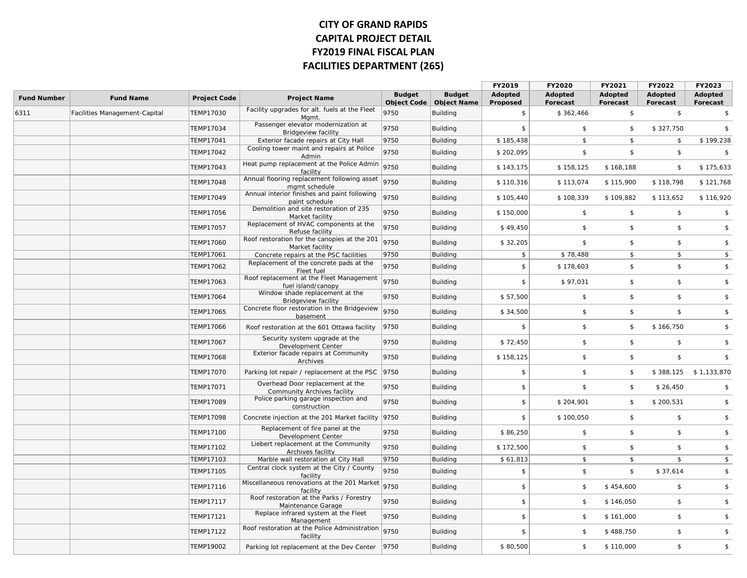# CITY OF GRAND RAPIDS
# CAPITAL PROJECT DETAIL
# FY2019 FINAL FISCAL PLAN
# FACILITIES DEPARTMENT (265)

| Fund Number | Fund Name | Project Code | Project Name | Budget Object Code | Budget Object Name | FY2019 Adopted Proposed | FY2020 Adopted Forecast | FY2021 Adopted Forecast | FY2022 Adopted Forecast | FY2023 Adopted Forecast |
|---|---|---|---|---|---|---|---|---|---|---|
| 6311 | Facilities Management-Capital | TEMP17030 | Facility upgrades for alt. fuels at the Fleet Mgmt. | 9750 | Building | $ | $ 362,466 | $ | $ | $ |
| | | TEMP17034 | Passenger elevator modernization at Bridgeview facility | 9750 | Building | $ | $ | $ | $ 327,750 | $ |
| | | TEMP17041 | Exterior facade repairs at City Hall | 9750 | Building | $ 185,438 | $ | $ | $ | $ 199,238 |
| | | TEMP17042 | Cooling tower maint and repairs at Police Admin | 9750 | Building | $ 202,095 | $ | $ | $ | $ |
| | | TEMP17043 | Heat pump replacement at the Police Admin facility | 9750 | Building | $ 143,175 | $ 158,125 | $ 168,188 | $ | $ 175,633 |
| | | TEMP17048 | Annual flooring replacement following asset mgmt schedule | 9750 | Building | $ 110,316 | $ 113,074 | $ 115,900 | $ 118,798 | $ 121,768 |
| | | TEMP17049 | Annual interior finishes and paint following paint schedule | 9750 | Building | $ 105,440 | $ 108,339 | $ 109,882 | $ 113,652 | $ 116,920 |
| | | TEMP17056 | Demolition and site restoration of 235 Market facility | 9750 | Building | $ 150,000 | $ | $ | $ | $ |
| | | TEMP17057 | Replacement of HVAC components at the Refuse facility | 9750 | Building | $ 49,450 | $ | $ | $ | $ |
| | | TEMP17060 | Roof restoration for the canopies at the 201 Market facility | 9750 | Building | $ 32,205 | $ | $ | $ | $ |
| | | TEMP17061 | Concrete repairs at the PSC facilities | 9750 | Building | $ | $ 78,488 | $ | $ | $ |
| | | TEMP17062 | Replacement of the concrete pads at the Fleet fuel | 9750 | Building | $ | $ 178,603 | $ | $ | $ |
| | | TEMP17063 | Roof replacement at the Fleet Management fuel island/canopy | 9750 | Building | $ | $ 97,031 | $ | $ | $ |
| | | TEMP17064 | Window shade replacement at the Bridgeview facility | 9750 | Building | $ 57,500 | $ | $ | $ | $ |
| | | TEMP17065 | Concrete floor restoration in the Bridgeview basement | 9750 | Building | $ 34,500 | $ | $ | $ | $ |
| | | TEMP17066 | Roof restoration at the 601 Ottawa facility | 9750 | Building | $ | $ | $ | $ 166,750 | $ |
| | | TEMP17067 | Security system upgrade at the Development Center | 9750 | Building | $ 72,450 | $ | $ | $ | $ |
| | | TEMP17068 | Exterior facade repairs at Community Archives | 9750 | Building | $ 158,125 | $ | $ | $ | $ |
| | | TEMP17070 | Parking lot repair / replacement at the PSC | 9750 | Building | $ | $ | $ | $ 388,125 | $ 1,133,870 |
| | | TEMP17071 | Overhead Door replacement at the Community Archives facility | 9750 | Building | $ | $ | $ | $ 26,450 | $ |
| | | TEMP17089 | Police parking garage inspection and construction | 9750 | Building | $ | $ 204,901 | $ | $ 200,531 | $ |
| | | TEMP17098 | Concrete injection at the 201 Market facility | 9750 | Building | $ | $ 100,050 | $ | $ | $ |
| | | TEMP17100 | Replacement of fire panel at the Development Center | 9750 | Building | $ 86,250 | $ | $ | $ | $ |
| | | TEMP17102 | Liebert replacement at the Community Archives facility | 9750 | Building | $ 172,500 | $ | $ | $ | $ |
| | | TEMP17103 | Marble wall restoration at City Hall | 9750 | Building | $ 61,813 | $ | $ | $ | $ |
| | | TEMP17105 | Central clock system at the City / County facility | 9750 | Building | $ | $ | $ | $ 37,614 | $ |
| | | TEMP17116 | Miscellaneous renovations at the 201 Market facility | 9750 | Building | $ | $ | $ 454,600 | $ | $ |
| | | TEMP17117 | Roof restoration at the Parks / Forestry Maintenance Garage | 9750 | Building | $ | $ | $ 146,050 | $ | $ |
| | | TEMP17121 | Replace infrared system at the Fleet Management | 9750 | Building | $ | $ | $ 161,000 | $ | $ |
| | | TEMP17122 | Roof restoration at the Police Administration facility | 9750 | Building | $ | $ | $ 488,750 | $ | $ |
| | | TEMP19002 | Parking lot replacement at the Dev Center | 9750 | Building | $ 80,500 | $ | $ 110,000 | $ | $ |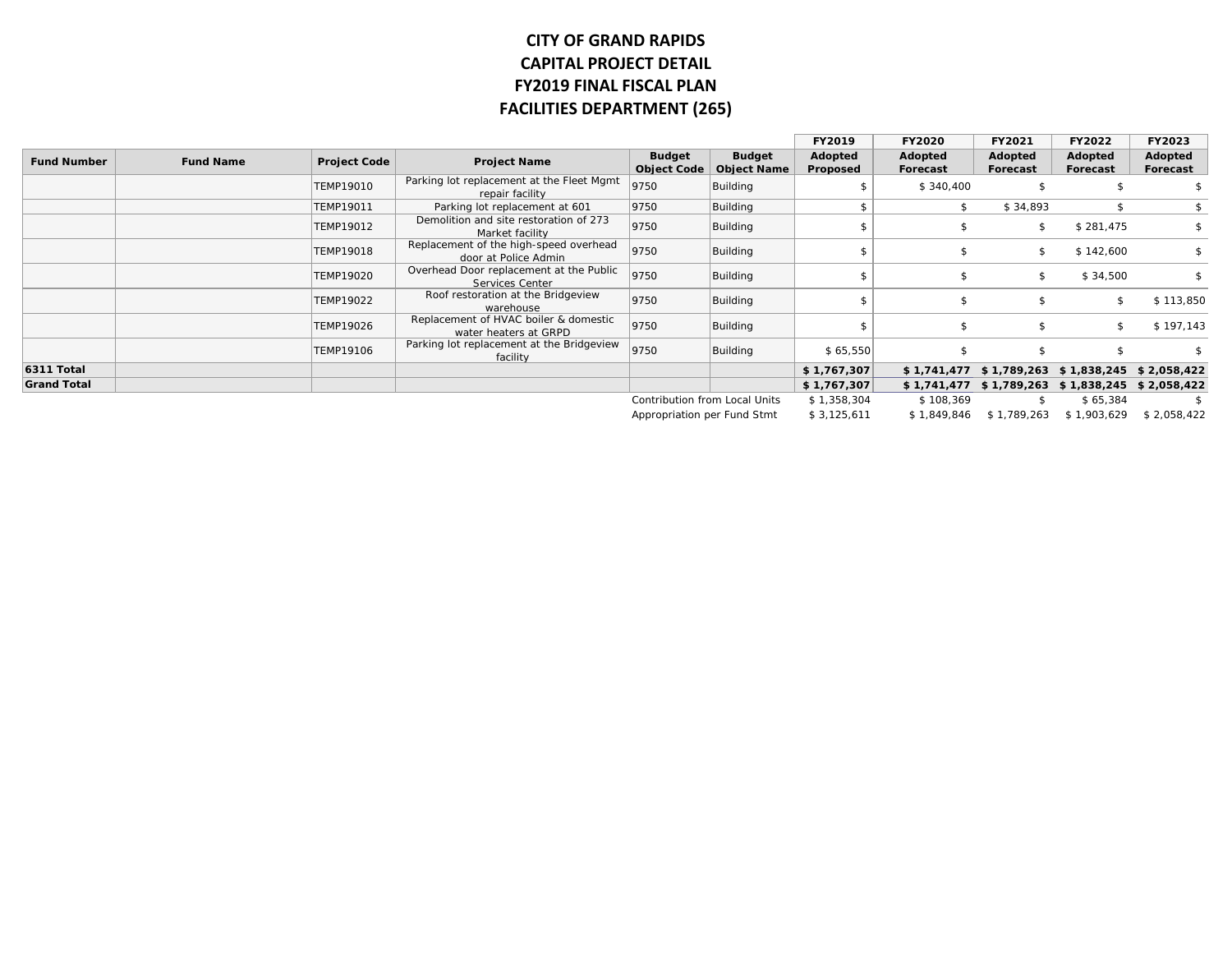# CITY OF GRAND RAPIDS
# CAPITAL PROJECT DETAIL
# FY2019 FINAL FISCAL PLAN
# FACILITIES DEPARTMENT (265)

| Fund Number | Fund Name | Project Code | Project Name | Budget Object Code | Budget Object Name | FY2019 Adopted Proposed | FY2020 Adopted Forecast | FY2021 Adopted Forecast | FY2022 Adopted Forecast | FY2023 Adopted Forecast |
|---|---|---|---|---|---|---|---|---|---|---|
| | | TEMP19010 | Parking lot replacement at the Fleet Mgmt repair facility | 9750 | Building | $ | $ 340,400 | $ | $ | $ |
| | | TEMP19011 | Parking lot replacement at 601 | 9750 | Building | $ | $ | $ 34,893 | $ | $ |
| | | TEMP19012 | Demolition and site restoration of 273 Market facility | 9750 | Building | $ | $ | $ | $ 281,475 | $ |
| | | TEMP19018 | Replacement of the high-speed overhead door at Police Admin | 9750 | Building | $ | $ | $ | $ 142,600 | $ |
| | | TEMP19020 | Overhead Door replacement at the Public Services Center | 9750 | Building | $ | $ | $ | $ 34,500 | $ |
| | | TEMP19022 | Roof restoration at the Bridgeview warehouse | 9750 | Building | $ | $ | $ | $ | $ 113,850 |
| | | TEMP19026 | Replacement of HVAC boiler & domestic water heaters at GRPD | 9750 | Building | $ | $ | $ | $ | $ 197,143 |
| | | TEMP19106 | Parking lot replacement at the Bridgeview facility | 9750 | Building | $ 65,550 | $ | $ | $ | $ |
| **6311 Total** | | | | | | **$ 1,767,307** | **$ 1,741,477** | **$ 1,789,263** | **$ 1,838,245** | **$ 2,058,422** |
| **Grand Total** | | | | | | **$ 1,767,307** | **$ 1,741,477** | **$ 1,789,263** | **$ 1,838,245** | **$ 2,058,422** |
| | | | | Contribution from Local Units | | $ 1,358,304 | $ 108,369 | $ | $ 65,384 | $ |
| | | | | Appropriation per Fund Stmt | | $ 3,125,611 | $ 1,849,846 | $ 1,789,263 | $ 1,903,629 | $ 2,058,422 |